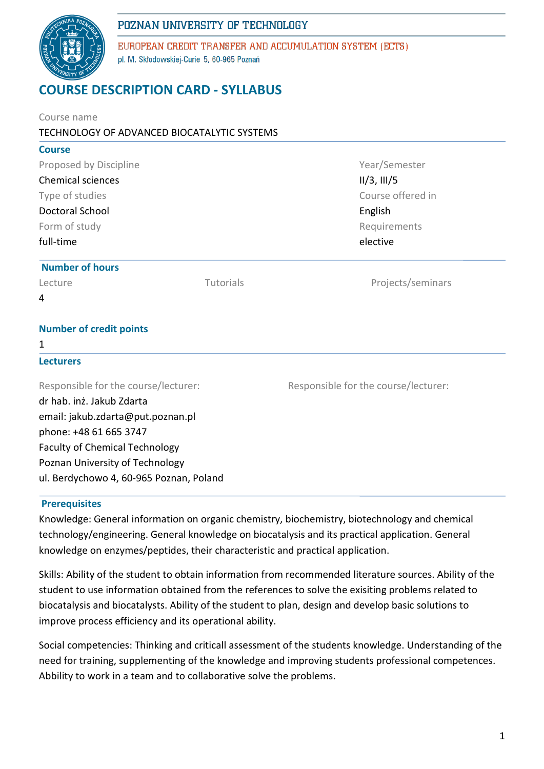POZNAN UNIVERSITY OF TECHNOLOGY

EUROPEAN CREDIT TRANSFER AND ACCUMULATION SYSTEM (ECTS)

pl. M. Skłodowskiej-Curie 5, 60-965 Poznań

# COURSE DESCRIPTION CARD - SYLLABUS

Course name

TECHNOLOGY OF ADVANCED BIOCATALYTIC SYSTEMS

## Course

| | |
|---|---|
| Proposed by Discipline | Year/Semester |
| Chemical sciences | II/3, III/5 |
| Type of studies | Course offered in |
| Doctoral School | English |
| Form of study | Requirements |
| full-time | elective |

## Number of hours

| Lecture | Tutorials | Projects/seminars |
|---|---|---|
| 4 | | |

## Number of credit points

1

## Lecturers

| Responsible for the course/lecturer: | Responsible for the course/lecturer: |
|---|---|
| dr hab. inż. Jakub Zdarta<br>email: jakub.zdarta@put.poznan.pl<br>phone: +48 61 665 3747<br>Faculty of Chemical Technology<br>Poznan University of Technology<br>ul. Berdychowo 4, 60-965 Poznan, Poland | |

## Prerequisites

Knowledge: General information on organic chemistry, biochemistry, biotechnology and chemical technology/engineering. General knowledge on biocatalysis and its practical application. General knowledge on enzymes/peptides, their characteristic and practical application.

Skills: Ability of the student to obtain information from recommended literature sources. Ability of the student to use information obtained from the references to solve the exisiting problems related to biocatalysis and biocatalysts. Ability of the student to plan, design and develop basic solutions to improve process efficiency and its operational ability.

Social competencies: Thinking and criticall assessment of the students knowledge. Understanding of the need for training, supplementing of the knowledge and improving students professional competences. Abbility to work in a team and to collaborative solve the problems.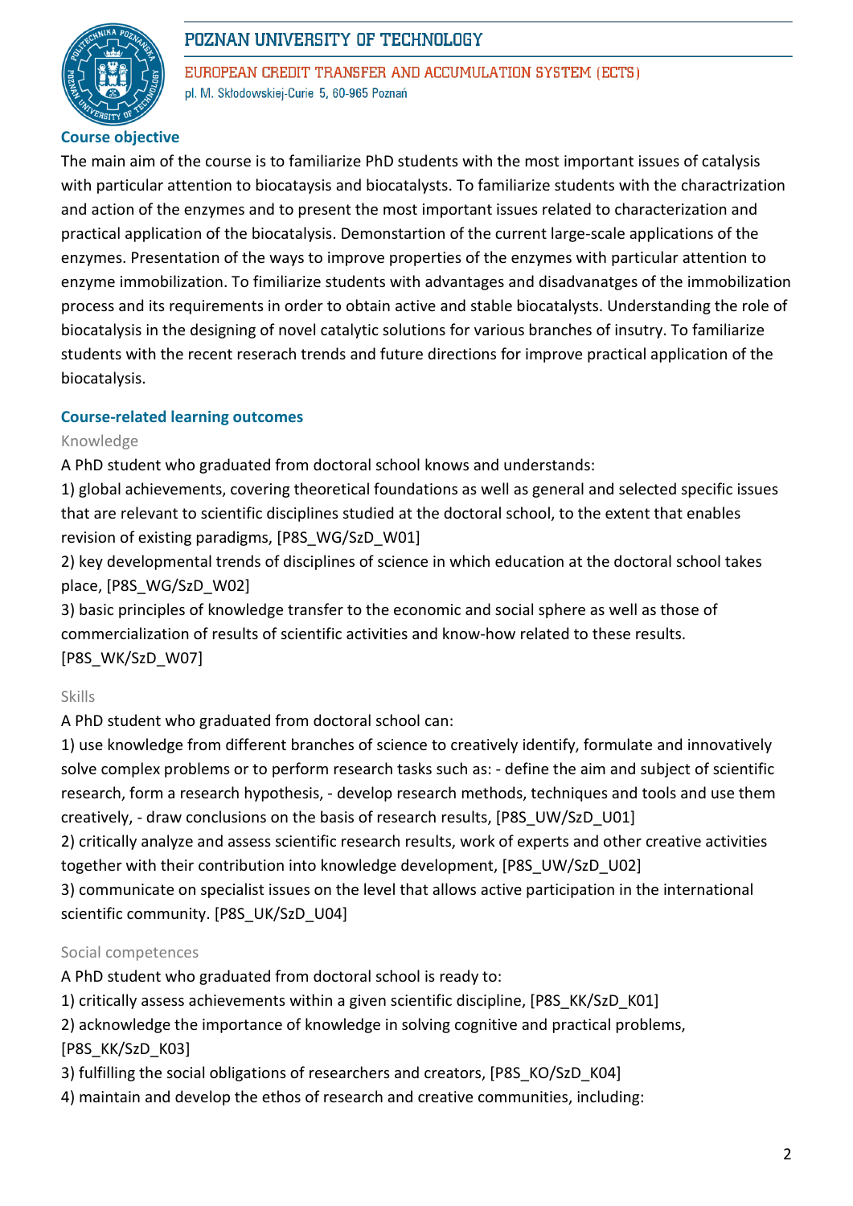## Course objective

The main aim of the course is to familiarize PhD students with the most important issues of catalysis with particular attention to biocataysis and biocatalysts. To familiarize students with the charactrization and action of the enzymes and to present the most important issues related to characterization and practical application of the biocatalysis. Demonstartion of the current large-scale applications of the enzymes. Presentation of the ways to improve properties of the enzymes with particular attention to enzyme immobilization. To fimiliarize students with advantages and disadvanatges of the immobilization process and its requirements in order to obtain active and stable biocatalysts. Understanding the role of biocatalysis in the designing of novel catalytic solutions for various branches of insutry. To familiarize students with the recent reserach trends and future directions for improve practical application of the biocatalysis.

## Course-related learning outcomes

### Knowledge

A PhD student who graduated from doctoral school knows and understands:

1) global achievements, covering theoretical foundations as well as general and selected specific issues that are relevant to scientific disciplines studied at the doctoral school, to the extent that enables revision of existing paradigms, [P8S_WG/SzD_W01]

2) key developmental trends of disciplines of science in which education at the doctoral school takes place, [P8S_WG/SzD_W02]

3) basic principles of knowledge transfer to the economic and social sphere as well as those of commercialization of results of scientific activities and know-how related to these results. [P8S_WK/SzD_W07]

### Skills

A PhD student who graduated from doctoral school can:

1) use knowledge from different branches of science to creatively identify, formulate and innovatively solve complex problems or to perform research tasks such as: - define the aim and subject of scientific research, form a research hypothesis, - develop research methods, techniques and tools and use them creatively, - draw conclusions on the basis of research results, [P8S_UW/SzD_U01]

2) critically analyze and assess scientific research results, work of experts and other creative activities together with their contribution into knowledge development, [P8S_UW/SzD_U02]

3) communicate on specialist issues on the level that allows active participation in the international scientific community. [P8S_UK/SzD_U04]

### Social competences

A PhD student who graduated from doctoral school is ready to:

1) critically assess achievements within a given scientific discipline, [P8S_KK/SzD_K01]

2) acknowledge the importance of knowledge in solving cognitive and practical problems, [P8S_KK/SzD_K03]

3) fulfilling the social obligations of researchers and creators, [P8S_KO/SzD_K04]

4) maintain and develop the ethos of research and creative communities, including: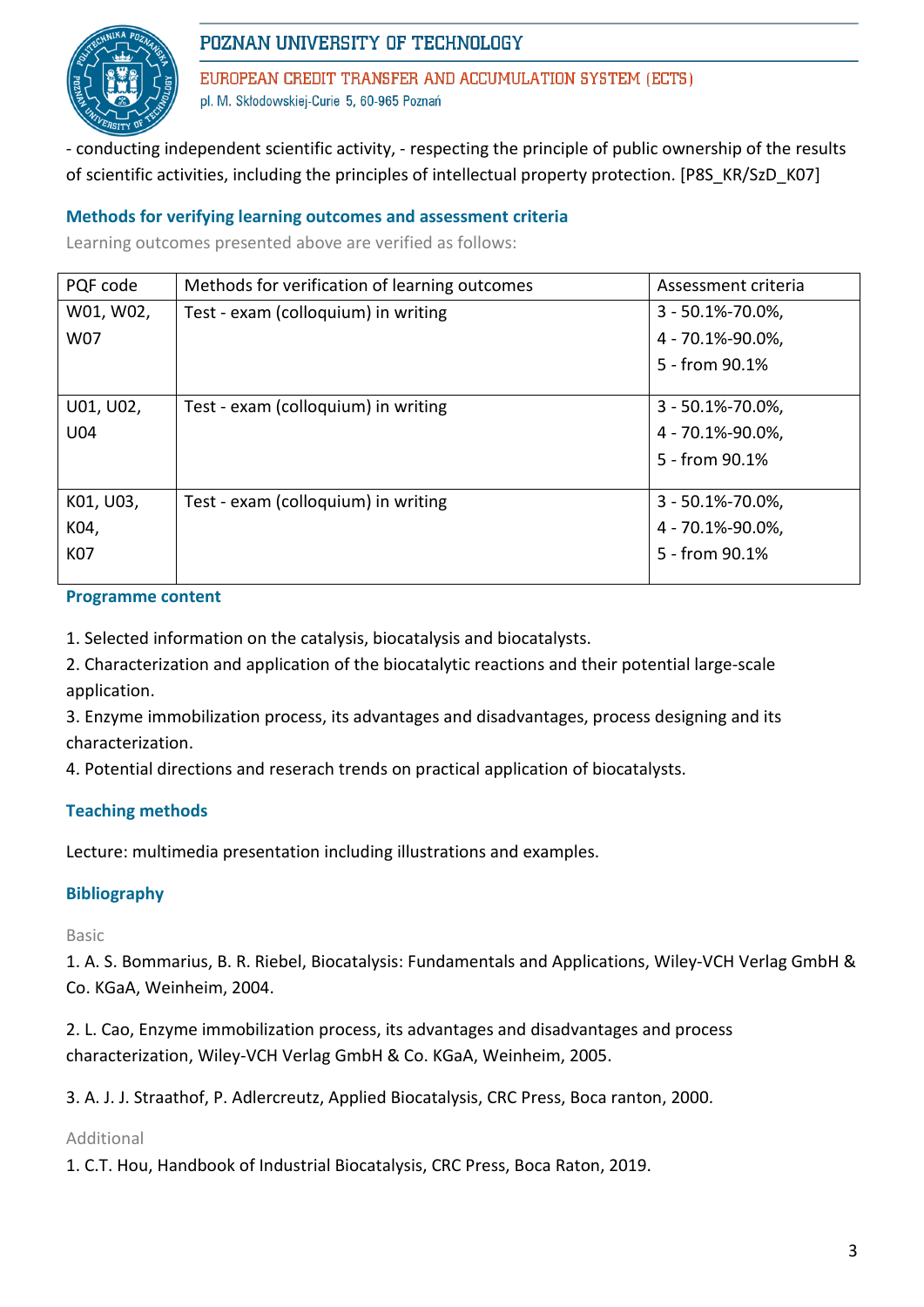- conducting independent scientific activity, - respecting the principle of public ownership of the results of scientific activities, including the principles of intellectual property protection. [P8S_KR/SzD_K07]

### Methods for verifying learning outcomes and assessment criteria

Learning outcomes presented above are verified as follows:

| PQF code | Methods for verification of learning outcomes | Assessment criteria |
|---|---|---|
| W01, W02, W07 | Test - exam (colloquium) in writing | 3 - 50.1%-70.0%, 4 - 70.1%-90.0%, 5 - from 90.1% |
| U01, U02, U04 | Test - exam (colloquium) in writing | 3 - 50.1%-70.0%, 4 - 70.1%-90.0%, 5 - from 90.1% |
| K01, U03, K04, K07 | Test - exam (colloquium) in writing | 3 - 50.1%-70.0%, 4 - 70.1%-90.0%, 5 - from 90.1% |

### Programme content

1. Selected information on the catalysis, biocatalysis and biocatalysts.
2. Characterization and application of the biocatalytic reactions and their potential large-scale application.
3. Enzyme immobilization process, its advantages and disadvantages, process designing and its characterization.
4. Potential directions and reserach trends on practical application of biocatalysts.

### Teaching methods

Lecture: multimedia presentation including illustrations and examples.

### Bibliography

Basic

1. A. S. Bommarius, B. R. Riebel, Biocatalysis: Fundamentals and Applications, Wiley-VCH Verlag GmbH & Co. KGaA, Weinheim, 2004.

2. L. Cao, Enzyme immobilization process, its advantages and disadvantages and process characterization, Wiley-VCH Verlag GmbH & Co. KGaA, Weinheim, 2005.

3. A. J. J. Straathof, P. Adlercreutz, Applied Biocatalysis, CRC Press, Boca ranton, 2000.

Additional

1. C.T. Hou, Handbook of Industrial Biocatalysis, CRC Press, Boca Raton, 2019.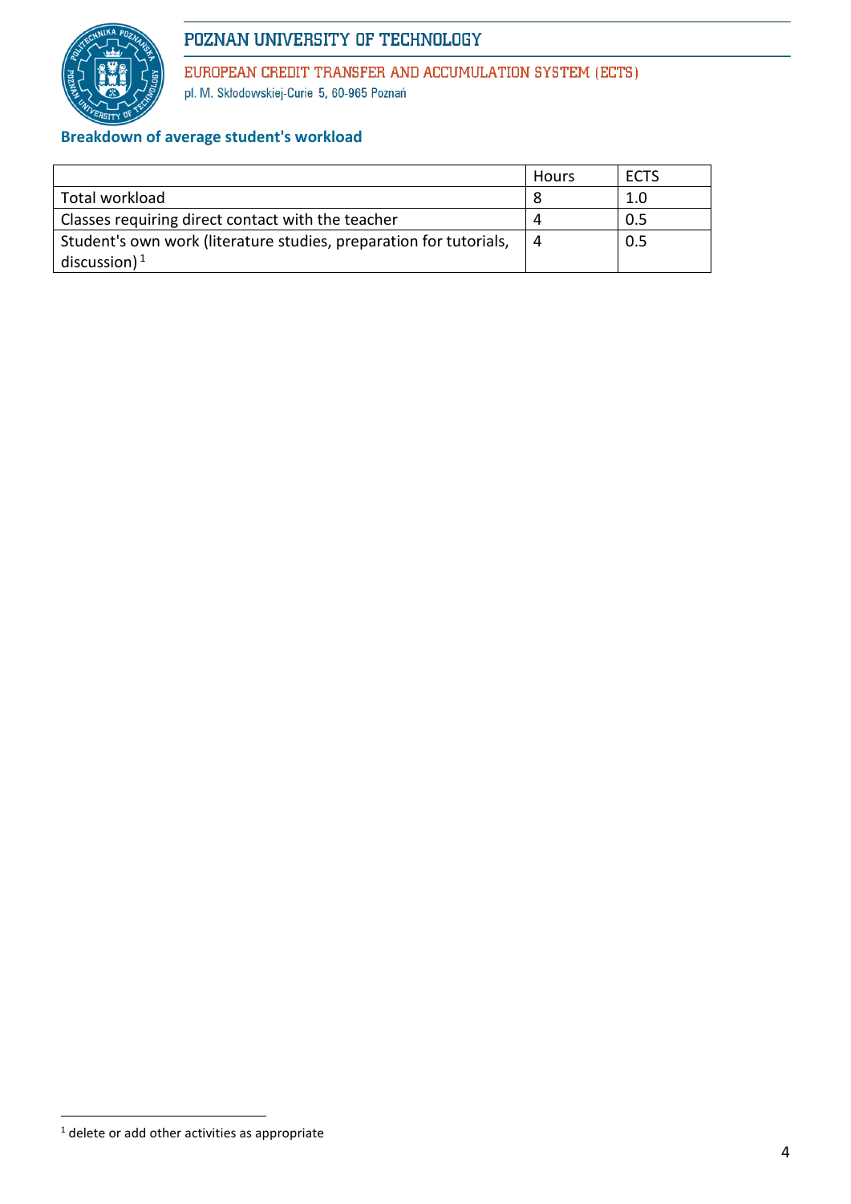### Breakdown of average student's workload

| | Hours | ECTS |
|---|---|---|
| Total workload | 8 | 1.0 |
| Classes requiring direct contact with the teacher | 4 | 0.5 |
| Student's own work (literature studies, preparation for tutorials, discussion) [1] | 4 | 0.5 |

[1] delete or add other activities as appropriate